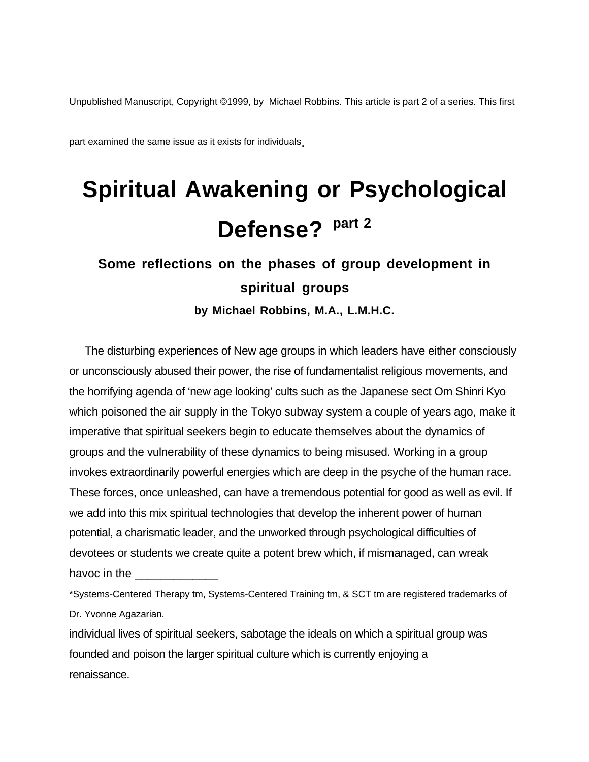Unpublished Manuscript, Copyright ©1999, by Michael Robbins. This article is part 2 of a series. This first part examined the same issue as it exists for individuals.

# Spiritual Awakening or Psychological Defense? part 2

## Some reflections on the phases of group development in spiritual groups

**by Michael Robbins, M.A., L.M.H.C.**

The disturbing experiences of New age groups in which leaders have either consciously or unconsciously abused their power, the rise of fundamentalist religious movements, and the horrifying agenda of 'new age looking' cults such as the Japanese sect Om Shinri Kyo which poisoned the air supply in the Tokyo subway system a couple of years ago, make it imperative that spiritual seekers begin to educate themselves about the dynamics of groups and the vulnerability of these dynamics to being misused. Working in a group invokes extraordinarily powerful energies which are deep in the psyche of the human race. These forces, once unleashed, can have a tremendous potential for good as well as evil. If we add into this mix spiritual technologies that develop the inherent power of human potential, a charismatic leader, and the unworked through psychological difficulties of devotees or students we create quite a potent brew which, if mismanaged, can wreak havoc in the individual lives of spiritual seekers, sabotage the ideals on which a spiritual group was founded and poison the larger spiritual culture which is currently enjoying a renaissance.

*Systems-Centered Therapy tm, Systems-Centered Training tm, & SCT tm are registered trademarks of Dr. Yvonne Agazarian.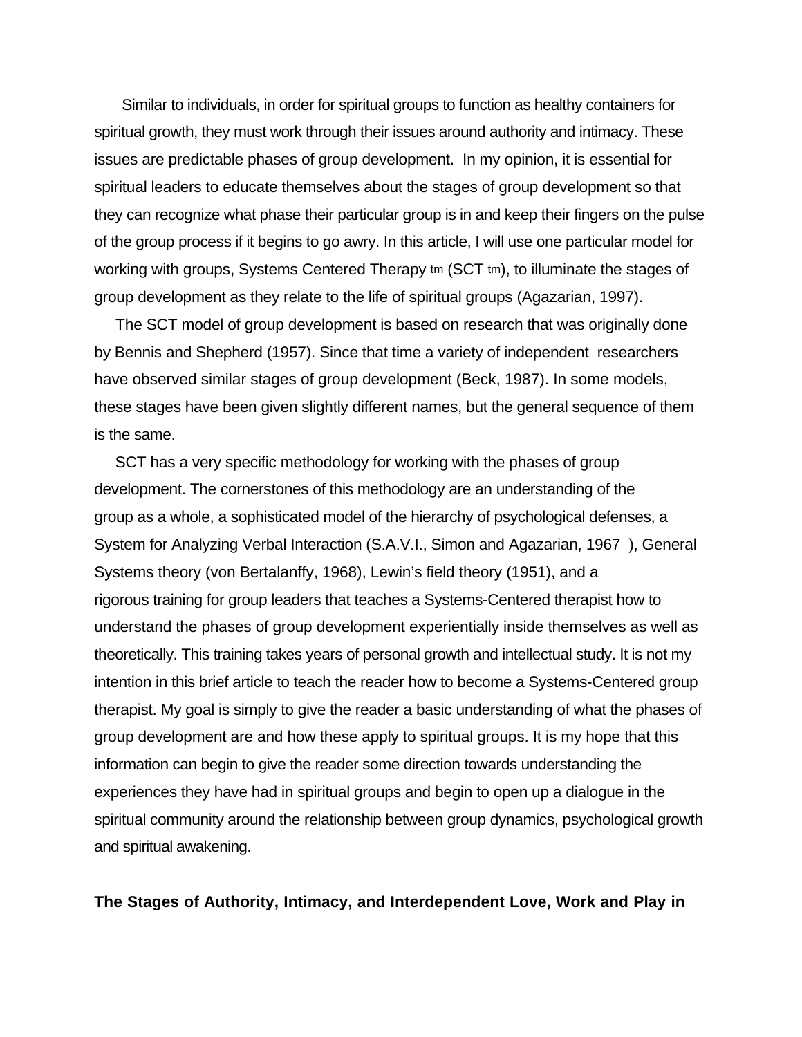Similar to individuals, in order for spiritual groups to function as healthy containers for spiritual growth, they must work through their issues around authority and intimacy. These issues are predictable phases of group development. In my opinion, it is essential for spiritual leaders to educate themselves about the stages of group development so that they can recognize what phase their particular group is in and keep their fingers on the pulse of the group process if it begins to go awry. In this article, I will use one particular model for working with groups, Systems Centered Therapy tm (SCT tm), to illuminate the stages of group development as they relate to the life of spiritual groups (Agazarian, 1997).

The SCT model of group development is based on research that was originally done by Bennis and Shepherd (1957). Since that time a variety of independent researchers have observed similar stages of group development (Beck, 1987). In some models, these stages have been given slightly different names, but the general sequence of them is the same.

SCT has a very specific methodology for working with the phases of group development. The cornerstones of this methodology are an understanding of the group as a whole, a sophisticated model of the hierarchy of psychological defenses, a System for Analyzing Verbal Interaction (S.A.V.I., Simon and Agazarian, 1967 ), General Systems theory (von Bertalanffy, 1968), Lewin's field theory (1951), and a rigorous training for group leaders that teaches a Systems-Centered therapist how to understand the phases of group development experientially inside themselves as well as theoretically. This training takes years of personal growth and intellectual study. It is not my intention in this brief article to teach the reader how to become a Systems-Centered group therapist. My goal is simply to give the reader a basic understanding of what the phases of group development are and how these apply to spiritual groups. It is my hope that this information can begin to give the reader some direction towards understanding the experiences they have had in spiritual groups and begin to open up a dialogue in the spiritual community around the relationship between group dynamics, psychological growth and spiritual awakening.

**The Stages of Authority, Intimacy, and Interdependent Love, Work and Play in**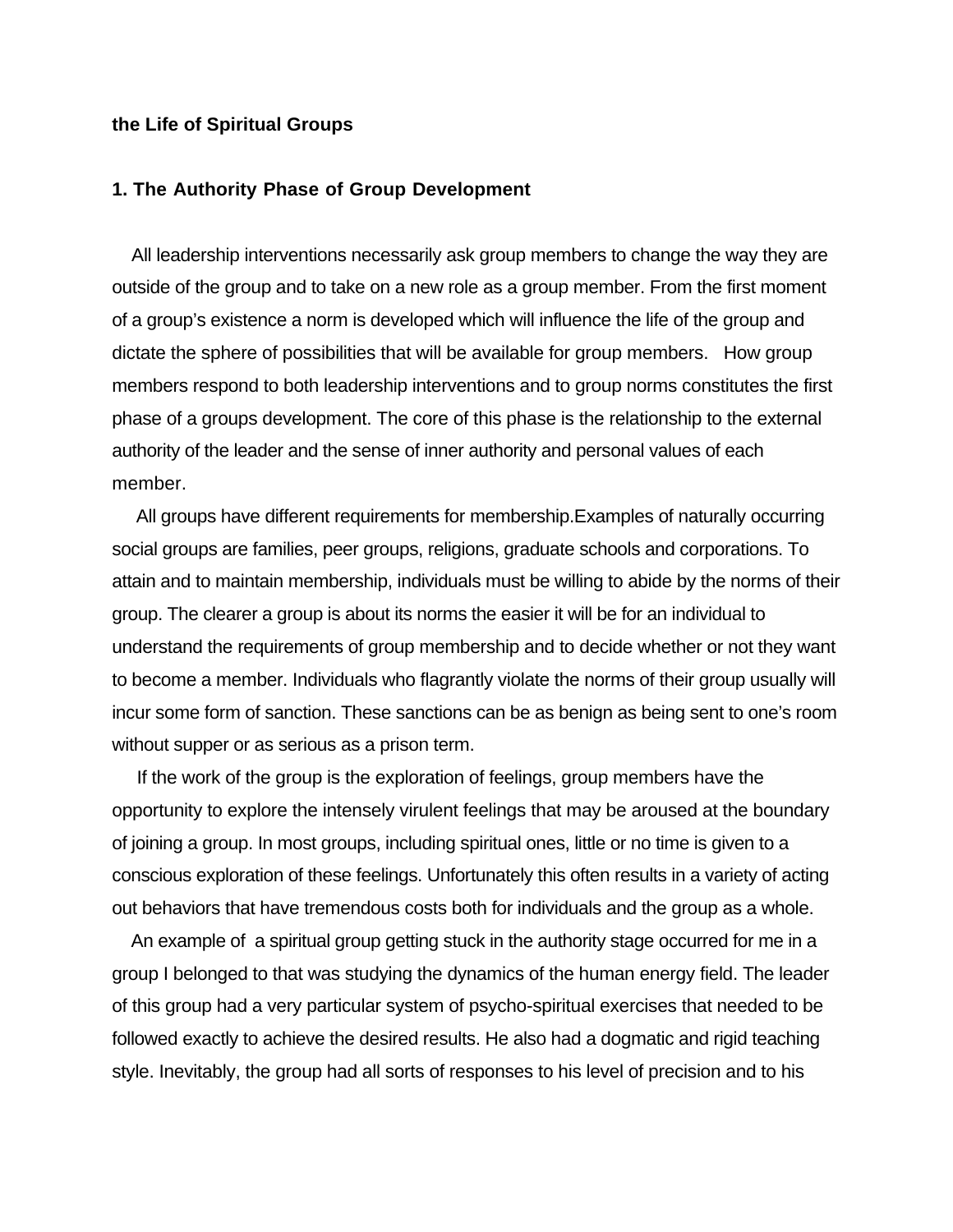**the Life of Spiritual Groups**

## 1. The Authority Phase of Group Development

All leadership interventions necessarily ask group members to change the way they are outside of the group and to take on a new role as a group member. From the first moment of a group's existence a norm is developed which will influence the life of the group and dictate the sphere of possibilities that will be available for group members. How group members respond to both leadership interventions and to group norms constitutes the first phase of a groups development. The core of this phase is the relationship to the external authority of the leader and the sense of inner authority and personal values of each member.

All groups have different requirements for membership.Examples of naturally occurring social groups are families, peer groups, religions, graduate schools and corporations. To attain and to maintain membership, individuals must be willing to abide by the norms of their group. The clearer a group is about its norms the easier it will be for an individual to understand the requirements of group membership and to decide whether or not they want to become a member. Individuals who flagrantly violate the norms of their group usually will incur some form of sanction. These sanctions can be as benign as being sent to one's room without supper or as serious as a prison term.

If the work of the group is the exploration of feelings, group members have the opportunity to explore the intensely virulent feelings that may be aroused at the boundary of joining a group. In most groups, including spiritual ones, little or no time is given to a conscious exploration of these feelings. Unfortunately this often results in a variety of acting out behaviors that have tremendous costs both for individuals and the group as a whole.

An example of a spiritual group getting stuck in the authority stage occurred for me in a group I belonged to that was studying the dynamics of the human energy field. The leader of this group had a very particular system of psycho-spiritual exercises that needed to be followed exactly to achieve the desired results. He also had a dogmatic and rigid teaching style. Inevitably, the group had all sorts of responses to his level of precision and to his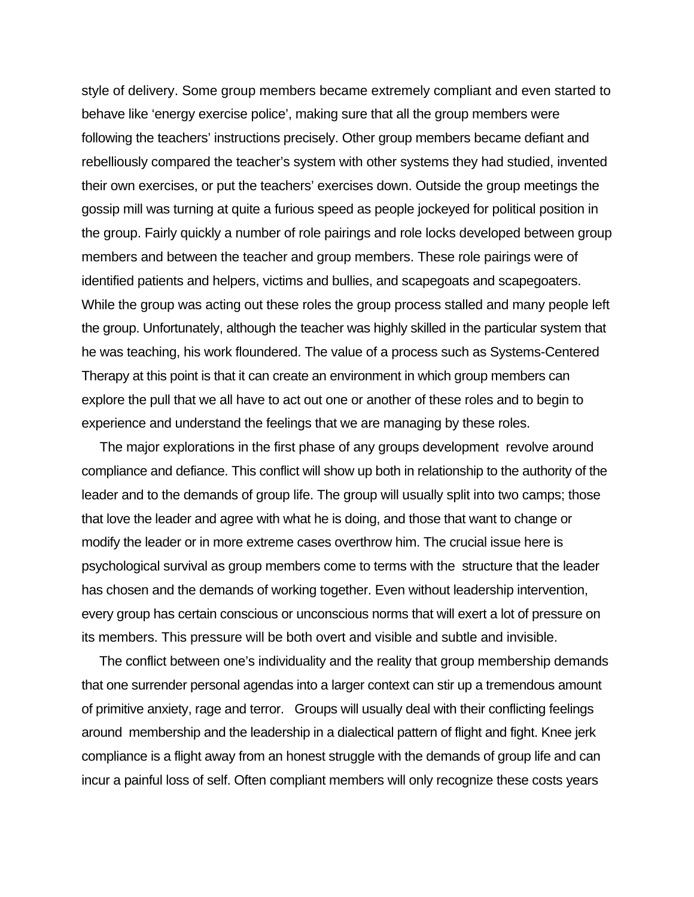style of delivery. Some group members became extremely compliant and even started to behave like 'energy exercise police', making sure that all the group members were following the teachers' instructions precisely. Other group members became defiant and rebelliously compared the teacher's system with other systems they had studied, invented their own exercises, or put the teachers' exercises down. Outside the group meetings the gossip mill was turning at quite a furious speed as people jockeyed for political position in the group. Fairly quickly a number of role pairings and role locks developed between group members and between the teacher and group members. These role pairings were of identified patients and helpers, victims and bullies, and scapegoats and scapegoaters. While the group was acting out these roles the group process stalled and many people left the group. Unfortunately, although the teacher was highly skilled in the particular system that he was teaching, his work floundered. The value of a process such as Systems-Centered Therapy at this point is that it can create an environment in which group members can explore the pull that we all have to act out one or another of these roles and to begin to experience and understand the feelings that we are managing by these roles.

The major explorations in the first phase of any groups development revolve around compliance and defiance. This conflict will show up both in relationship to the authority of the leader and to the demands of group life. The group will usually split into two camps; those that love the leader and agree with what he is doing, and those that want to change or modify the leader or in more extreme cases overthrow him. The crucial issue here is psychological survival as group members come to terms with the structure that the leader has chosen and the demands of working together. Even without leadership intervention, every group has certain conscious or unconscious norms that will exert a lot of pressure on its members. This pressure will be both overt and visible and subtle and invisible.

The conflict between one's individuality and the reality that group membership demands that one surrender personal agendas into a larger context can stir up a tremendous amount of primitive anxiety, rage and terror. Groups will usually deal with their conflicting feelings around membership and the leadership in a dialectical pattern of flight and fight. Knee jerk compliance is a flight away from an honest struggle with the demands of group life and can incur a painful loss of self. Often compliant members will only recognize these costs years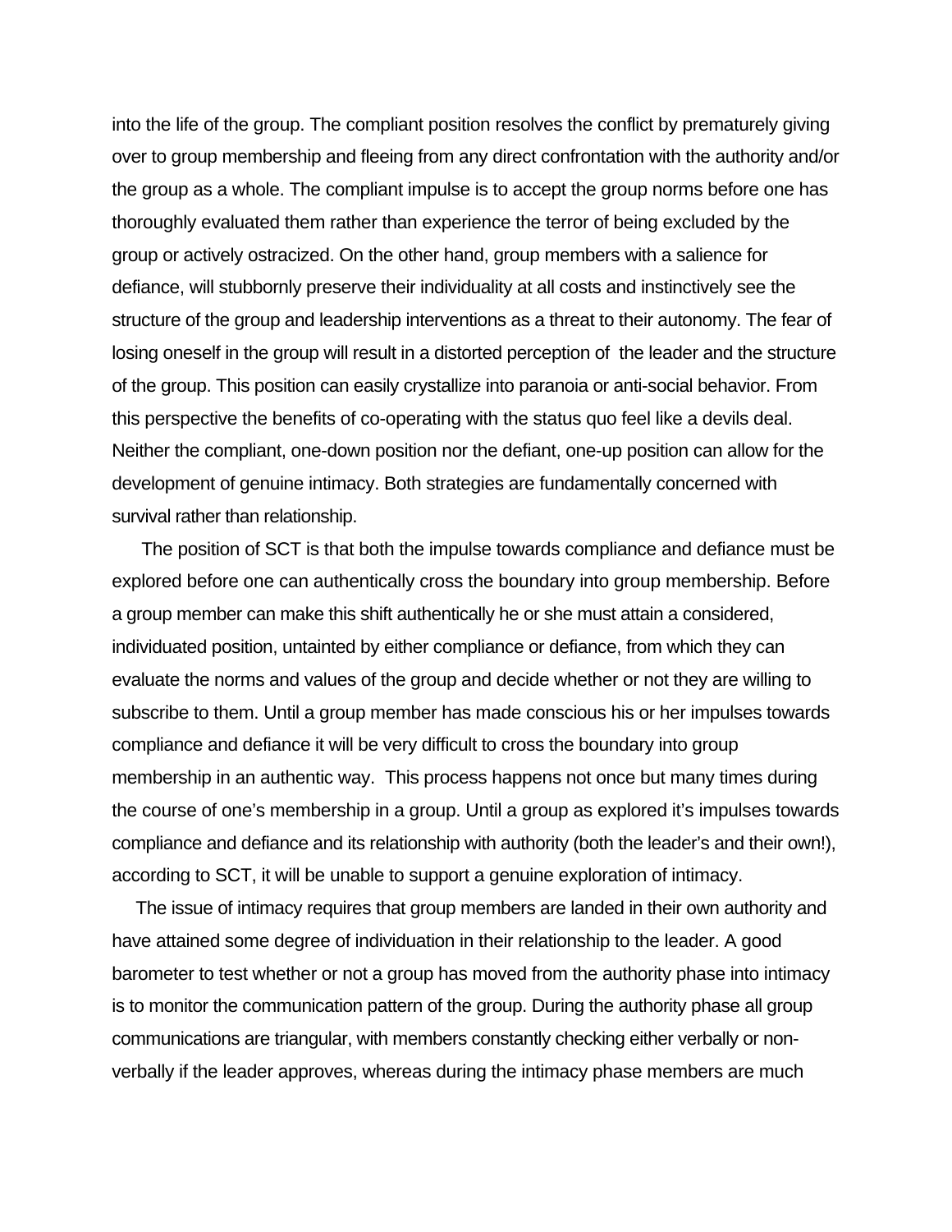into the life of the group. The compliant position resolves the conflict by prematurely giving over to group membership and fleeing from any direct confrontation with the authority and/or the group as a whole. The compliant impulse is to accept the group norms before one has thoroughly evaluated them rather than experience the terror of being excluded by the group or actively ostracized. On the other hand, group members with a salience for defiance, will stubbornly preserve their individuality at all costs and instinctively see the structure of the group and leadership interventions as a threat to their autonomy. The fear of losing oneself in the group will result in a distorted perception of the leader and the structure of the group. This position can easily crystallize into paranoia or anti-social behavior. From this perspective the benefits of co-operating with the status quo feel like a devils deal. Neither the compliant, one-down position nor the defiant, one-up position can allow for the development of genuine intimacy. Both strategies are fundamentally concerned with survival rather than relationship.

The position of SCT is that both the impulse towards compliance and defiance must be explored before one can authentically cross the boundary into group membership. Before a group member can make this shift authentically he or she must attain a considered, individuated position, untainted by either compliance or defiance, from which they can evaluate the norms and values of the group and decide whether or not they are willing to subscribe to them. Until a group member has made conscious his or her impulses towards compliance and defiance it will be very difficult to cross the boundary into group membership in an authentic way. This process happens not once but many times during the course of one's membership in a group. Until a group as explored it's impulses towards compliance and defiance and its relationship with authority (both the leader's and their own!), according to SCT, it will be unable to support a genuine exploration of intimacy.

The issue of intimacy requires that group members are landed in their own authority and have attained some degree of individuation in their relationship to the leader. A good barometer to test whether or not a group has moved from the authority phase into intimacy is to monitor the communication pattern of the group. During the authority phase all group communications are triangular, with members constantly checking either verbally or non-verbally if the leader approves, whereas during the intimacy phase members are much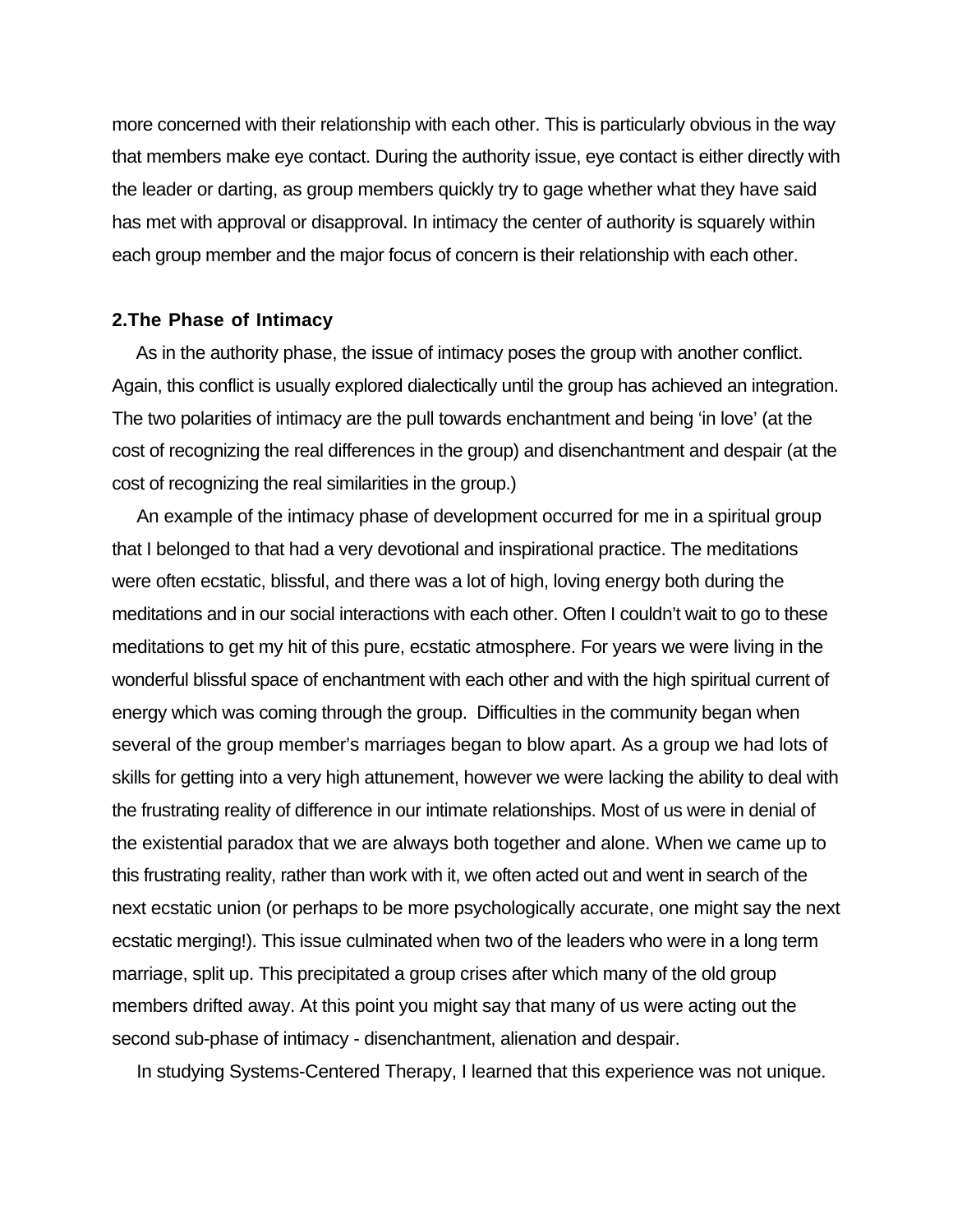more concerned with their relationship with each other. This is particularly obvious in the way that members make eye contact. During the authority issue, eye contact is either directly with the leader or darting, as group members quickly try to gage whether what they have said has met with approval or disapproval. In intimacy the center of authority is squarely within each group member and the major focus of concern is their relationship with each other.

**2.The Phase of Intimacy**

As in the authority phase, the issue of intimacy poses the group with another conflict. Again, this conflict is usually explored dialectically until the group has achieved an integration. The two polarities of intimacy are the pull towards enchantment and being 'in love' (at the cost of recognizing the real differences in the group) and disenchantment and despair (at the cost of recognizing the real similarities in the group.)

An example of the intimacy phase of development occurred for me in a spiritual group that I belonged to that had a very devotional and inspirational practice. The meditations were often ecstatic, blissful, and there was a lot of high, loving energy both during the meditations and in our social interactions with each other. Often I couldn't wait to go to these meditations to get my hit of this pure, ecstatic atmosphere. For years we were living in the wonderful blissful space of enchantment with each other and with the high spiritual current of energy which was coming through the group. Difficulties in the community began when several of the group member's marriages began to blow apart. As a group we had lots of skills for getting into a very high attunement, however we were lacking the ability to deal with the frustrating reality of difference in our intimate relationships. Most of us were in denial of the existential paradox that we are always both together and alone. When we came up to this frustrating reality, rather than work with it, we often acted out and went in search of the next ecstatic union (or perhaps to be more psychologically accurate, one might say the next ecstatic merging!). This issue culminated when two of the leaders who were in a long term marriage, split up. This precipitated a group crises after which many of the old group members drifted away. At this point you might say that many of us were acting out the second sub-phase of intimacy - disenchantment, alienation and despair.

In studying Systems-Centered Therapy, I learned that this experience was not unique.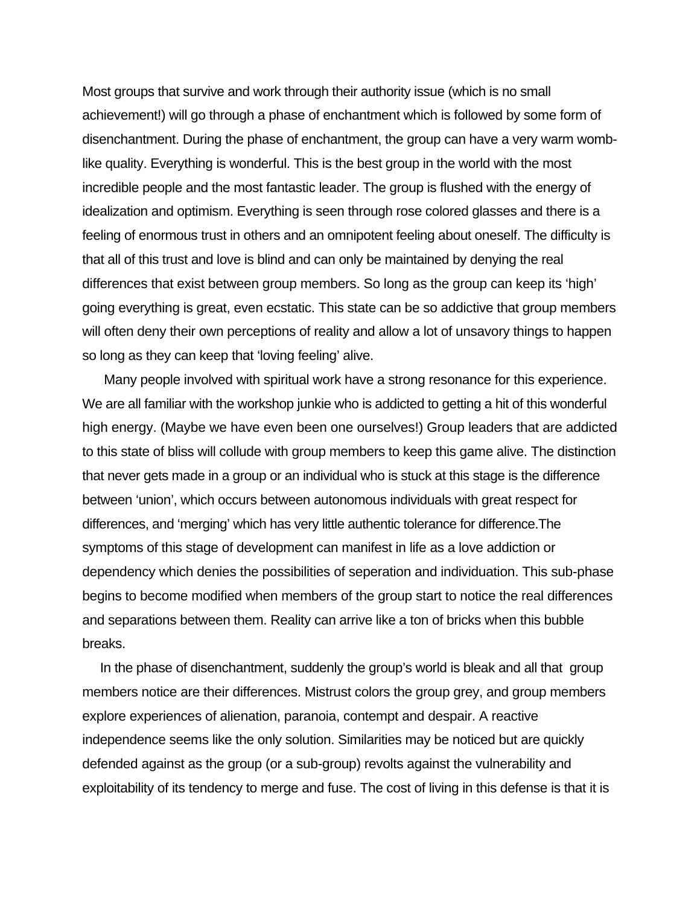Most groups that survive and work through their authority issue (which is no small achievement!) will go through a phase of enchantment which is followed by some form of disenchantment. During the phase of enchantment, the group can have a very warm womb-like quality. Everything is wonderful. This is the best group in the world with the most incredible people and the most fantastic leader. The group is flushed with the energy of idealization and optimism. Everything is seen through rose colored glasses and there is a feeling of enormous trust in others and an omnipotent feeling about oneself. The difficulty is that all of this trust and love is blind and can only be maintained by denying the real differences that exist between group members. So long as the group can keep its 'high' going everything is great, even ecstatic. This state can be so addictive that group members will often deny their own perceptions of reality and allow a lot of unsavory things to happen so long as they can keep that 'loving feeling' alive.

Many people involved with spiritual work have a strong resonance for this experience. We are all familiar with the workshop junkie who is addicted to getting a hit of this wonderful high energy. (Maybe we have even been one ourselves!) Group leaders that are addicted to this state of bliss will collude with group members to keep this game alive. The distinction that never gets made in a group or an individual who is stuck at this stage is the difference between 'union', which occurs between autonomous individuals with great respect for differences, and 'merging' which has very little authentic tolerance for difference.The symptoms of this stage of development can manifest in life as a love addiction or dependency which denies the possibilities of seperation and individuation. This sub-phase begins to become modified when members of the group start to notice the real differences and separations between them. Reality can arrive like a ton of bricks when this bubble breaks.

In the phase of disenchantment, suddenly the group's world is bleak and all that group members notice are their differences. Mistrust colors the group grey, and group members explore experiences of alienation, paranoia, contempt and despair. A reactive independence seems like the only solution. Similarities may be noticed but are quickly defended against as the group (or a sub-group) revolts against the vulnerability and exploitability of its tendency to merge and fuse. The cost of living in this defense is that it is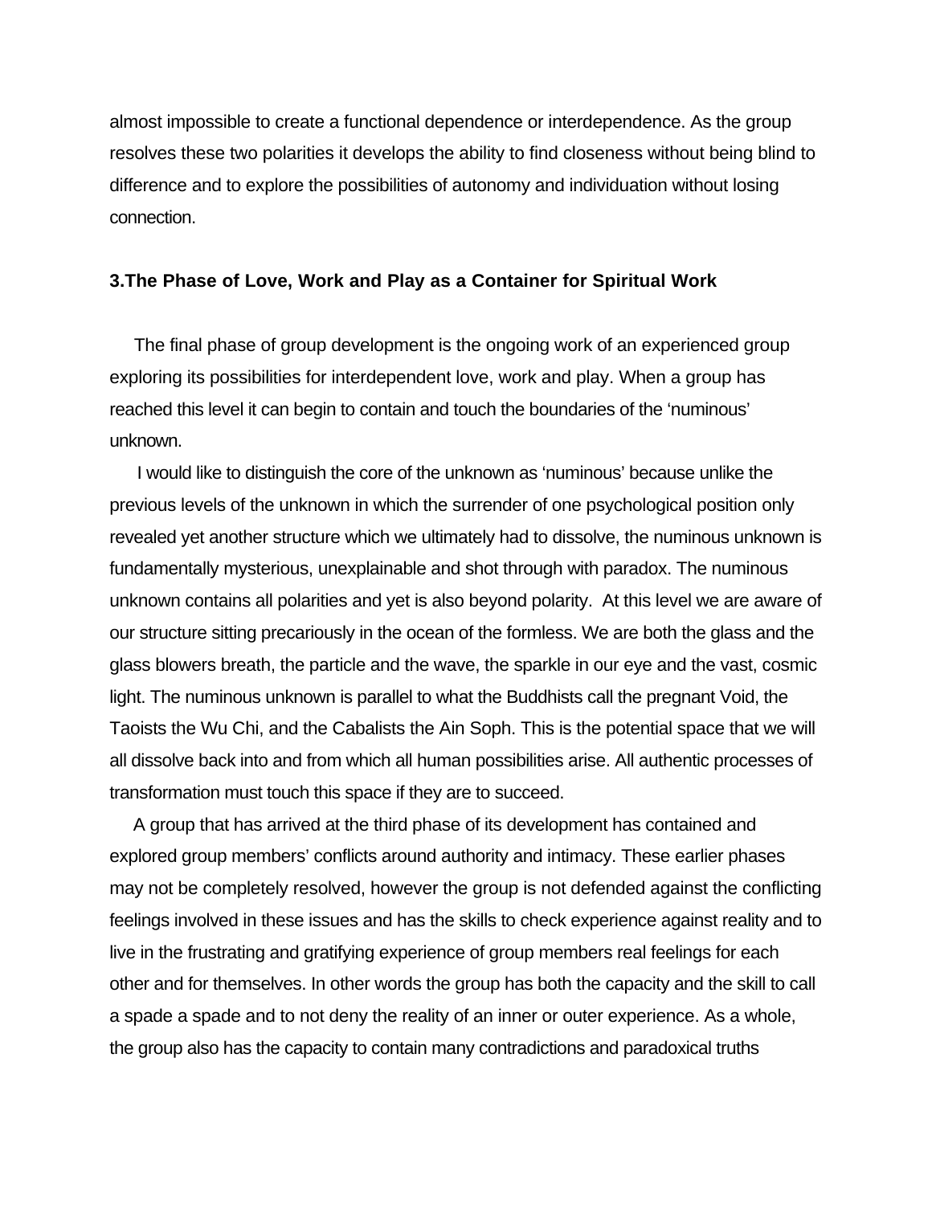almost impossible to create a functional dependence or interdependence. As the group resolves these two polarities it develops the ability to find closeness without being blind to difference and to explore the possibilities of autonomy and individuation without losing connection.

### 3.The Phase of Love, Work and Play as a Container for Spiritual Work

The final phase of group development is the ongoing work of an experienced group exploring its possibilities for interdependent love, work and play. When a group has reached this level it can begin to contain and touch the boundaries of the 'numinous' unknown.

I would like to distinguish the core of the unknown as 'numinous' because unlike the previous levels of the unknown in which the surrender of one psychological position only revealed yet another structure which we ultimately had to dissolve, the numinous unknown is fundamentally mysterious, unexplainable and shot through with paradox. The numinous unknown contains all polarities and yet is also beyond polarity. At this level we are aware of our structure sitting precariously in the ocean of the formless. We are both the glass and the glass blowers breath, the particle and the wave, the sparkle in our eye and the vast, cosmic light. The numinous unknown is parallel to what the Buddhists call the pregnant Void, the Taoists the Wu Chi, and the Cabalists the Ain Soph. This is the potential space that we will all dissolve back into and from which all human possibilities arise. All authentic processes of transformation must touch this space if they are to succeed.

A group that has arrived at the third phase of its development has contained and explored group members' conflicts around authority and intimacy. These earlier phases may not be completely resolved, however the group is not defended against the conflicting feelings involved in these issues and has the skills to check experience against reality and to live in the frustrating and gratifying experience of group members real feelings for each other and for themselves. In other words the group has both the capacity and the skill to call a spade a spade and to not deny the reality of an inner or outer experience. As a whole, the group also has the capacity to contain many contradictions and paradoxical truths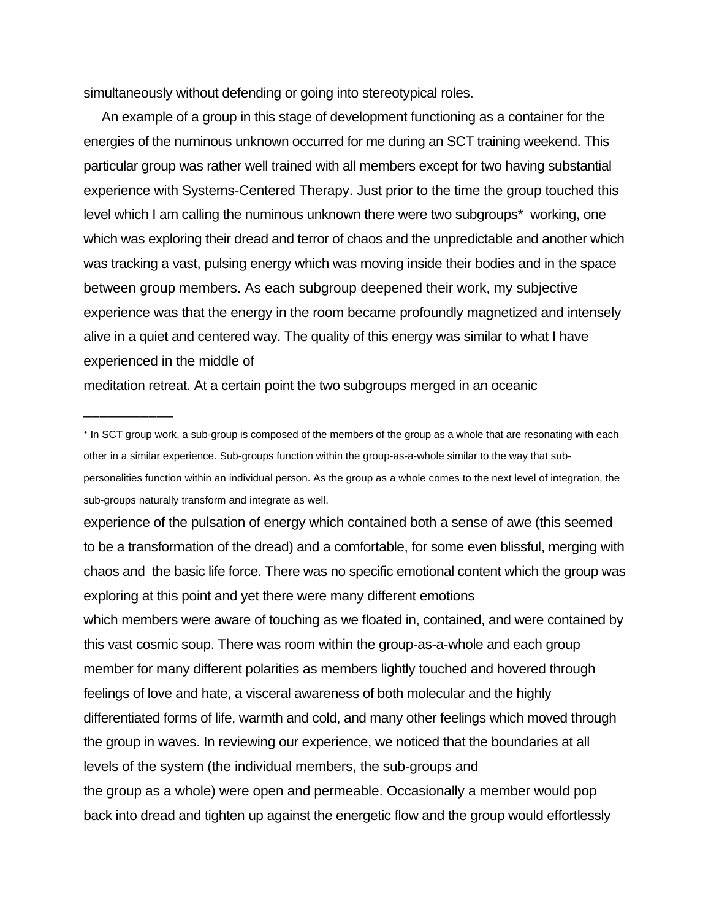simultaneously without defending or going into stereotypical roles.

An example of a group in this stage of development functioning as a container for the energies of the numinous unknown occurred for me during an SCT training weekend. This particular group was rather well trained with all members except for two having substantial experience with Systems-Centered Therapy. Just prior to the time the group touched this level which I am calling the numinous unknown there were two subgroups* working, one which was exploring their dread and terror of chaos and the unpredictable and another which was tracking a vast, pulsing energy which was moving inside their bodies and in the space between group members. As each subgroup deepened their work, my subjective experience was that the energy in the room became profoundly magnetized and intensely alive in a quiet and centered way. The quality of this energy was similar to what I have experienced in the middle of meditation retreat. At a certain point the two subgroups merged in an oceanic experience of the pulsation of energy which contained both a sense of awe (this seemed to be a transformation of the dread) and a comfortable, for some even blissful, merging with chaos and the basic life force. There was no specific emotional content which the group was exploring at this point and yet there were many different emotions which members were aware of touching as we floated in, contained, and were contained by this vast cosmic soup. There was room within the group-as-a-whole and each group member for many different polarities as members lightly touched and hovered through feelings of love and hate, a visceral awareness of both molecular and the highly differentiated forms of life, warmth and cold, and many other feelings which moved through the group in waves. In reviewing our experience, we noticed that the boundaries at all levels of the system (the individual members, the sub-groups and the group as a whole) were open and permeable. Occasionally a member would pop back into dread and tighten up against the energetic flow and the group would effortlessly

---

* In SCT group work, a sub-group is composed of the members of the group as a whole that are resonating with each other in a similar experience. Sub-groups function within the group-as-a-whole similar to the way that sub-personalities function within an individual person. As the group as a whole comes to the next level of integration, the sub-groups naturally transform and integrate as well.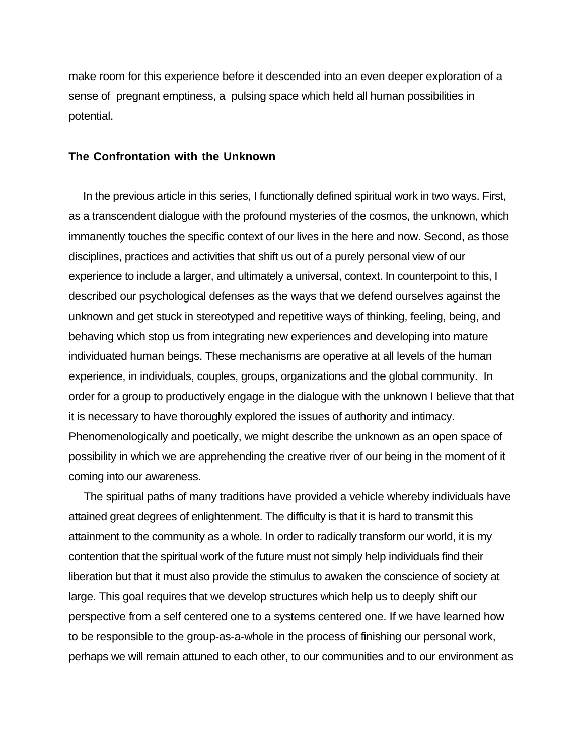make room for this experience before it descended into an even deeper exploration of a sense of pregnant emptiness, a pulsing space which held all human possibilities in potential.

### The Confrontation with the Unknown

In the previous article in this series, I functionally defined spiritual work in two ways. First, as a transcendent dialogue with the profound mysteries of the cosmos, the unknown, which immanently touches the specific context of our lives in the here and now. Second, as those disciplines, practices and activities that shift us out of a purely personal view of our experience to include a larger, and ultimately a universal, context. In counterpoint to this, I described our psychological defenses as the ways that we defend ourselves against the unknown and get stuck in stereotyped and repetitive ways of thinking, feeling, being, and behaving which stop us from integrating new experiences and developing into mature individuated human beings. These mechanisms are operative at all levels of the human experience, in individuals, couples, groups, organizations and the global community. In order for a group to productively engage in the dialogue with the unknown I believe that that it is necessary to have thoroughly explored the issues of authority and intimacy. Phenomenologically and poetically, we might describe the unknown as an open space of possibility in which we are apprehending the creative river of our being in the moment of it coming into our awareness.

The spiritual paths of many traditions have provided a vehicle whereby individuals have attained great degrees of enlightenment. The difficulty is that it is hard to transmit this attainment to the community as a whole. In order to radically transform our world, it is my contention that the spiritual work of the future must not simply help individuals find their liberation but that it must also provide the stimulus to awaken the conscience of society at large. This goal requires that we develop structures which help us to deeply shift our perspective from a self centered one to a systems centered one. If we have learned how to be responsible to the group-as-a-whole in the process of finishing our personal work, perhaps we will remain attuned to each other, to our communities and to our environment as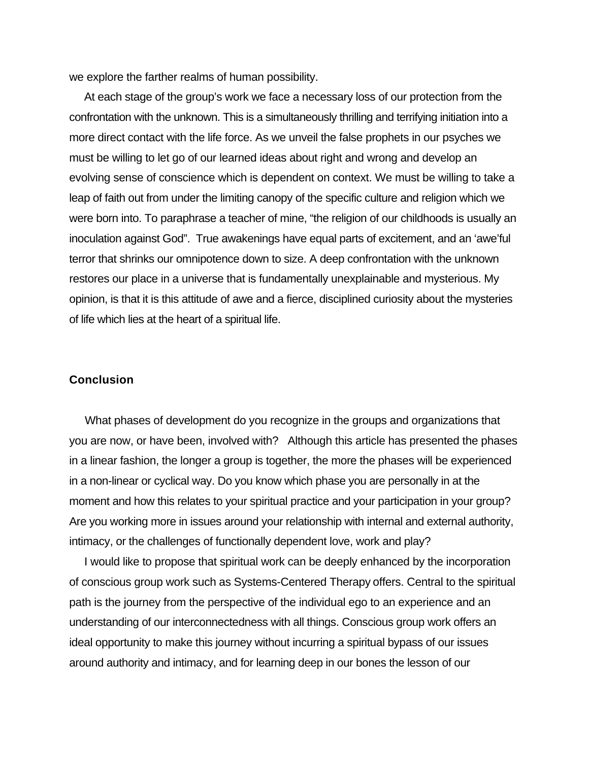we explore the farther realms of human possibility.

At each stage of the group's work we face a necessary loss of our protection from the confrontation with the unknown. This is a simultaneously thrilling and terrifying initiation into a more direct contact with the life force. As we unveil the false prophets in our psyches we must be willing to let go of our learned ideas about right and wrong and develop an evolving sense of conscience which is dependent on context. We must be willing to take a leap of faith out from under the limiting canopy of the specific culture and religion which we were born into. To paraphrase a teacher of mine, "the religion of our childhoods is usually an inoculation against God". True awakenings have equal parts of excitement, and an 'awe'ful terror that shrinks our omnipotence down to size. A deep confrontation with the unknown restores our place in a universe that is fundamentally unexplainable and mysterious. My opinion, is that it is this attitude of awe and a fierce, disciplined curiosity about the mysteries of life which lies at the heart of a spiritual life.

### Conclusion

What phases of development do you recognize in the groups and organizations that you are now, or have been, involved with? Although this article has presented the phases in a linear fashion, the longer a group is together, the more the phases will be experienced in a non-linear or cyclical way. Do you know which phase you are personally in at the moment and how this relates to your spiritual practice and your participation in your group? Are you working more in issues around your relationship with internal and external authority, intimacy, or the challenges of functionally dependent love, work and play?

I would like to propose that spiritual work can be deeply enhanced by the incorporation of conscious group work such as Systems-Centered Therapy offers. Central to the spiritual path is the journey from the perspective of the individual ego to an experience and an understanding of our interconnectedness with all things. Conscious group work offers an ideal opportunity to make this journey without incurring a spiritual bypass of our issues around authority and intimacy, and for learning deep in our bones the lesson of our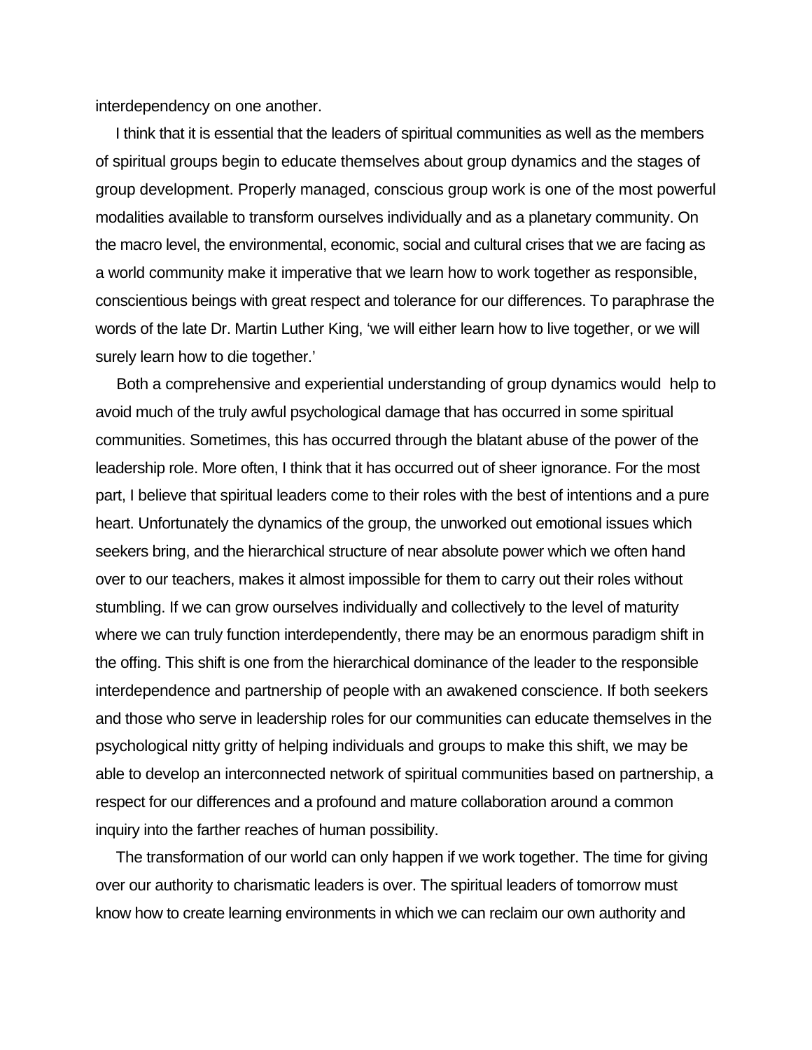interdependency on one another.

I think that it is essential that the leaders of spiritual communities as well as the members of spiritual groups begin to educate themselves about group dynamics and the stages of group development. Properly managed, conscious group work is one of the most powerful modalities available to transform ourselves individually and as a planetary community. On the macro level, the environmental, economic, social and cultural crises that we are facing as a world community make it imperative that we learn how to work together as responsible, conscientious beings with great respect and tolerance for our differences. To paraphrase the words of the late Dr. Martin Luther King, 'we will either learn how to live together, or we will surely learn how to die together.'

Both a comprehensive and experiential understanding of group dynamics would help to avoid much of the truly awful psychological damage that has occurred in some spiritual communities. Sometimes, this has occurred through the blatant abuse of the power of the leadership role. More often, I think that it has occurred out of sheer ignorance. For the most part, I believe that spiritual leaders come to their roles with the best of intentions and a pure heart. Unfortunately the dynamics of the group, the unworked out emotional issues which seekers bring, and the hierarchical structure of near absolute power which we often hand over to our teachers, makes it almost impossible for them to carry out their roles without stumbling. If we can grow ourselves individually and collectively to the level of maturity where we can truly function interdependently, there may be an enormous paradigm shift in the offing. This shift is one from the hierarchical dominance of the leader to the responsible interdependence and partnership of people with an awakened conscience. If both seekers and those who serve in leadership roles for our communities can educate themselves in the psychological nitty gritty of helping individuals and groups to make this shift, we may be able to develop an interconnected network of spiritual communities based on partnership, a respect for our differences and a profound and mature collaboration around a common inquiry into the farther reaches of human possibility.

The transformation of our world can only happen if we work together. The time for giving over our authority to charismatic leaders is over. The spiritual leaders of tomorrow must know how to create learning environments in which we can reclaim our own authority and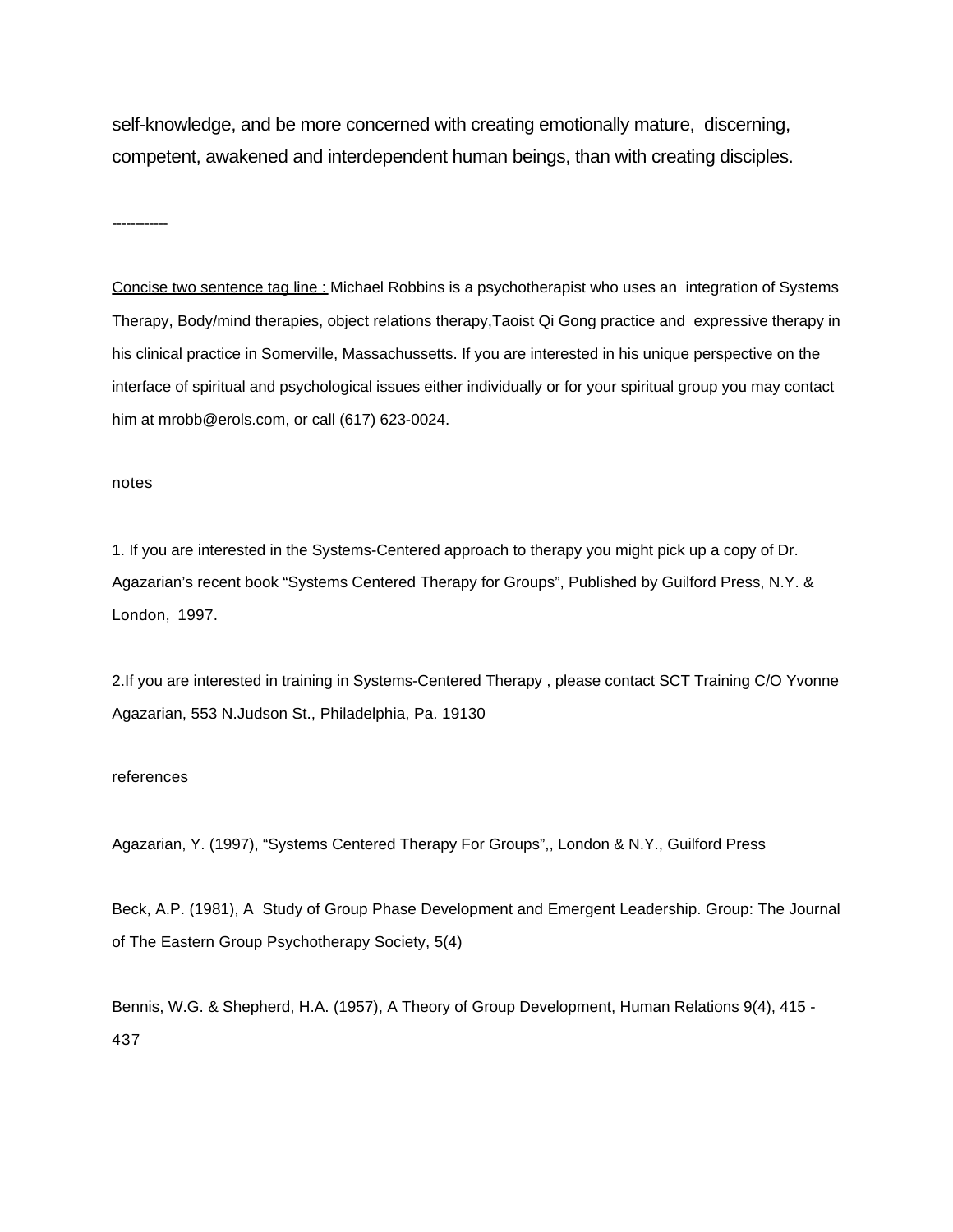self-knowledge, and be more concerned with creating emotionally mature, discerning, competent, awakened and interdependent human beings, than with creating disciples.

------------

<u>Concise two sentence tag line :</u> Michael Robbins is a psychotherapist who uses an integration of Systems Therapy, Body/mind therapies, object relations therapy,Taoist Qi Gong practice and expressive therapy in his clinical practice in Somerville, Massachussetts. If you are interested in his unique perspective on the interface of spiritual and psychological issues either individually or for your spiritual group you may contact him at mrobb@erols.com, or call (617) 623-0024.

<u>notes</u>

1. If you are interested in the Systems-Centered approach to therapy you might pick up a copy of Dr. Agazarian's recent book "Systems Centered Therapy for Groups", Published by Guilford Press, N.Y. & London, 1997.

2.If you are interested in training in Systems-Centered Therapy , please contact SCT Training C/O Yvonne Agazarian, 553 N.Judson St., Philadelphia, Pa. 19130

<u>references</u>

Agazarian, Y. (1997), "Systems Centered Therapy For Groups",, London & N.Y., Guilford Press

Beck, A.P. (1981), A Study of Group Phase Development and Emergent Leadership. Group: The Journal of The Eastern Group Psychotherapy Society, 5(4)

Bennis, W.G. & Shepherd, H.A. (1957), A Theory of Group Development, Human Relations 9(4), 415 - 437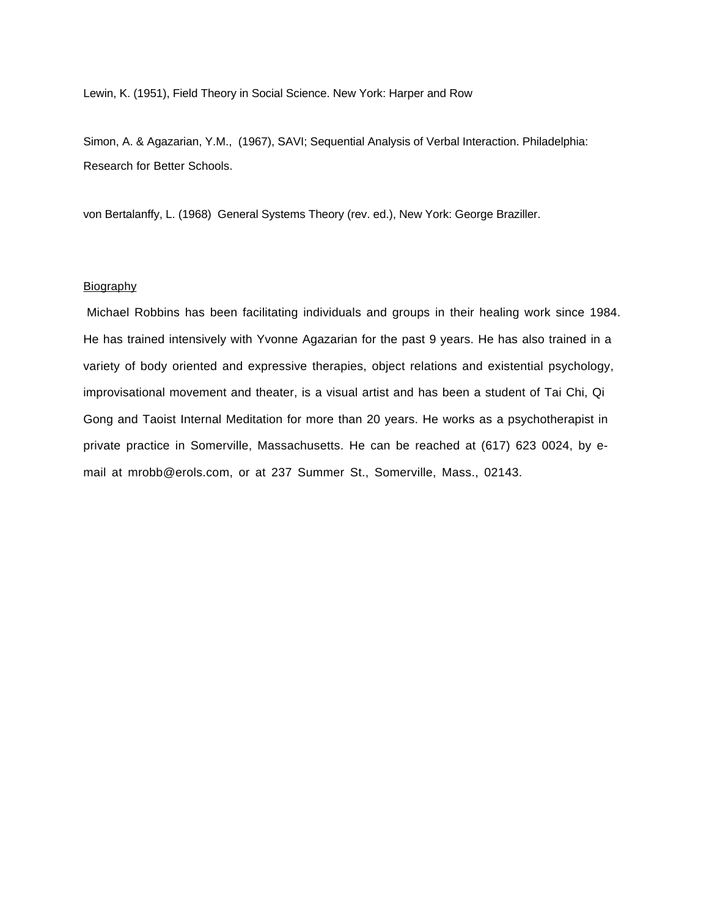Lewin, K. (1951), Field Theory in Social Science. New York: Harper and Row

Simon, A. & Agazarian, Y.M., (1967), SAVI; Sequential Analysis of Verbal Interaction. Philadelphia: Research for Better Schools.

von Bertalanffy, L. (1968) General Systems Theory (rev. ed.), New York: George Braziller.

Biography

Michael Robbins has been facilitating individuals and groups in their healing work since 1984. He has trained intensively with Yvonne Agazarian for the past 9 years. He has also trained in a variety of body oriented and expressive therapies, object relations and existential psychology, improvisational movement and theater, is a visual artist and has been a student of Tai Chi, Qi Gong and Taoist Internal Meditation for more than 20 years. He works as a psychotherapist in private practice in Somerville, Massachusetts. He can be reached at (617) 623 0024, by e-mail at mrobb@erols.com, or at 237 Summer St., Somerville, Mass., 02143.